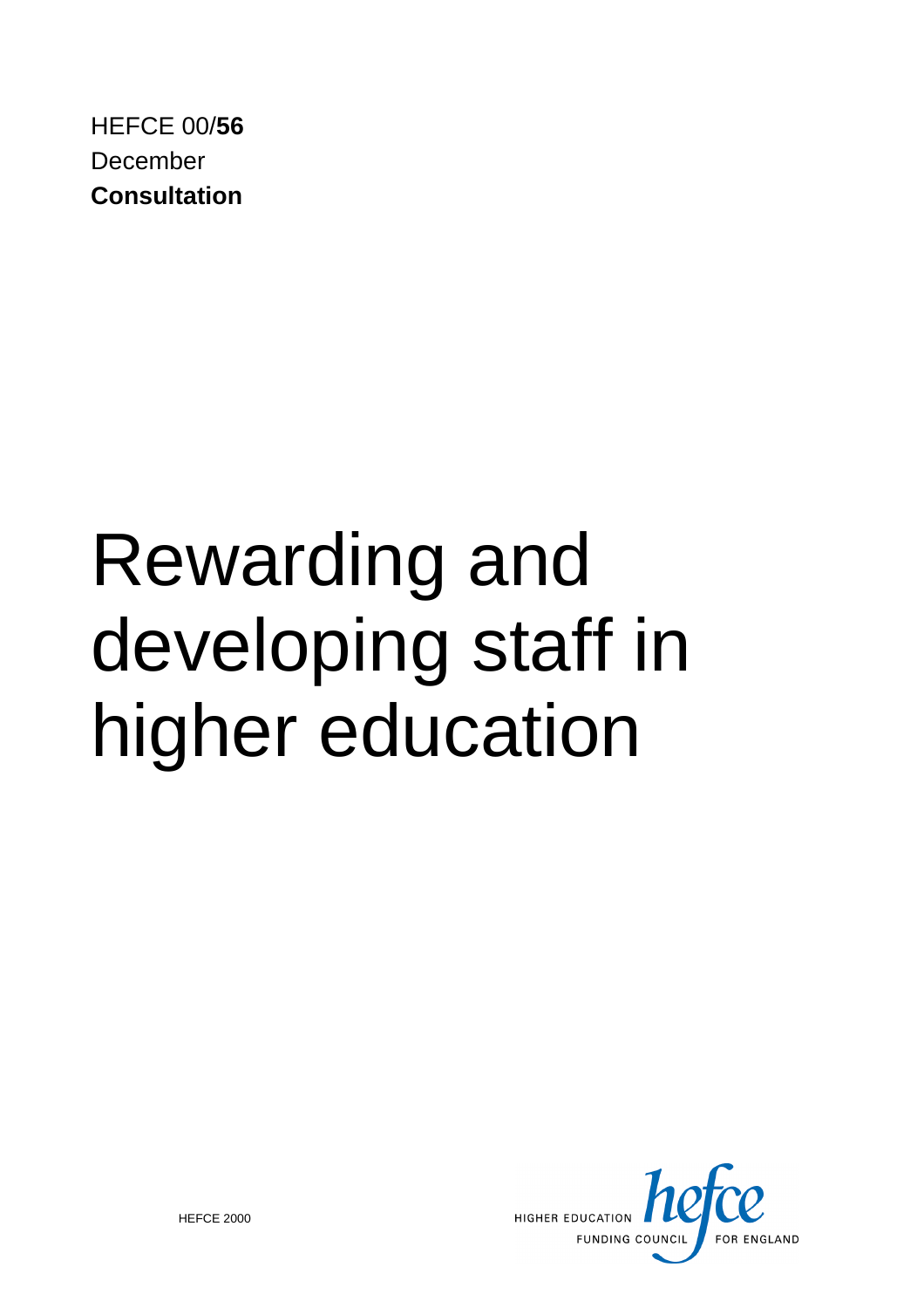HEFCE 00/**56**
December
**Consultation**

# Rewarding and developing staff in higher education

HEFCE 2000

HIGHER EDUCATION FUNDING COUNCIL FOR ENGLAND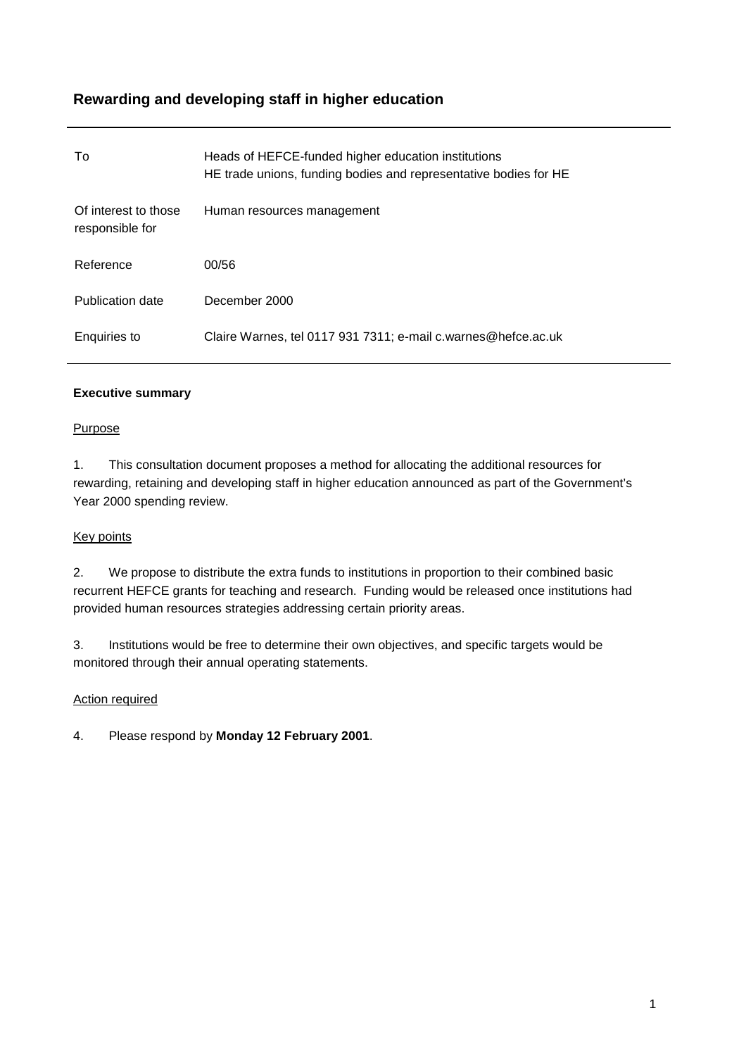## Rewarding and developing staff in higher education

| | |
|---|---|
| To | Heads of HEFCE-funded higher education institutions<br>HE trade unions, funding bodies and representative bodies for HE |
| Of interest to those responsible for | Human resources management |
| Reference | 00/56 |
| Publication date | December 2000 |
| Enquiries to | Claire Warnes, tel 0117 931 7311; e-mail c.warnes@hefce.ac.uk |

**Executive summary**

Purpose

1. This consultation document proposes a method for allocating the additional resources for rewarding, retaining and developing staff in higher education announced as part of the Government's Year 2000 spending review.

Key points

2. We propose to distribute the extra funds to institutions in proportion to their combined basic recurrent HEFCE grants for teaching and research. Funding would be released once institutions had provided human resources strategies addressing certain priority areas.

3. Institutions would be free to determine their own objectives, and specific targets would be monitored through their annual operating statements.

Action required

4. Please respond by **Monday 12 February 2001**.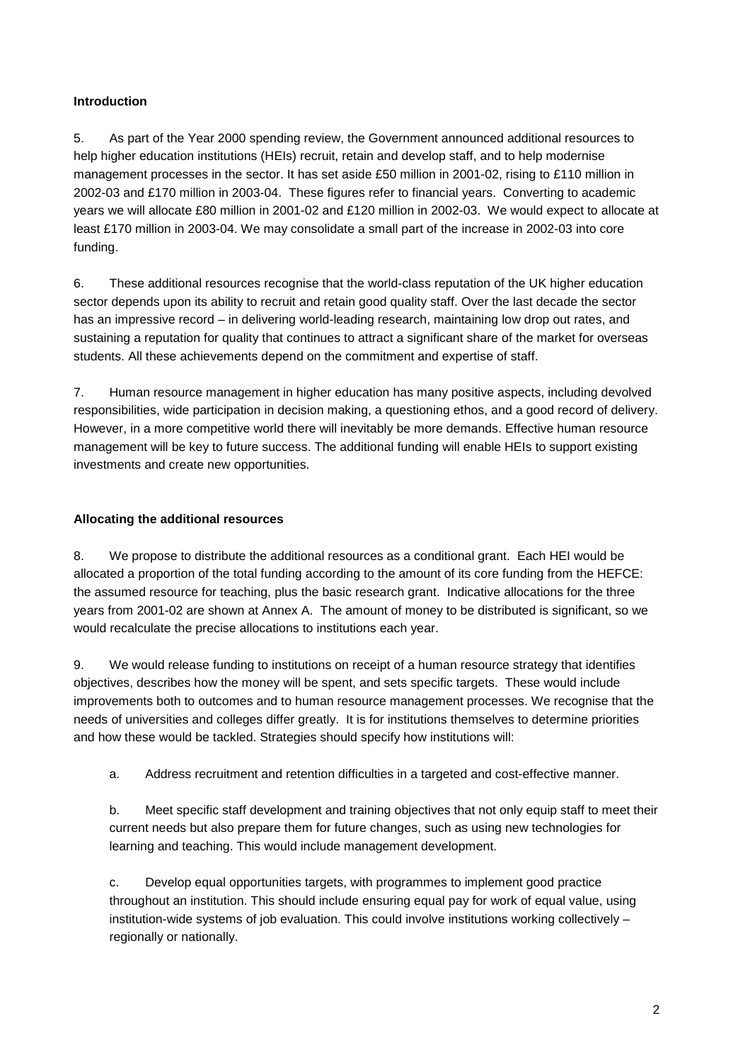**Introduction**

5. As part of the Year 2000 spending review, the Government announced additional resources to help higher education institutions (HEIs) recruit, retain and develop staff, and to help modernise management processes in the sector. It has set aside £50 million in 2001-02, rising to £110 million in 2002-03 and £170 million in 2003-04. These figures refer to financial years. Converting to academic years we will allocate £80 million in 2001-02 and £120 million in 2002-03. We would expect to allocate at least £170 million in 2003-04. We may consolidate a small part of the increase in 2002-03 into core funding.

6. These additional resources recognise that the world-class reputation of the UK higher education sector depends upon its ability to recruit and retain good quality staff. Over the last decade the sector has an impressive record – in delivering world-leading research, maintaining low drop out rates, and sustaining a reputation for quality that continues to attract a significant share of the market for overseas students. All these achievements depend on the commitment and expertise of staff.

7. Human resource management in higher education has many positive aspects, including devolved responsibilities, wide participation in decision making, a questioning ethos, and a good record of delivery. However, in a more competitive world there will inevitably be more demands. Effective human resource management will be key to future success. The additional funding will enable HEIs to support existing investments and create new opportunities.

**Allocating the additional resources**

8. We propose to distribute the additional resources as a conditional grant. Each HEI would be allocated a proportion of the total funding according to the amount of its core funding from the HEFCE: the assumed resource for teaching, plus the basic research grant. Indicative allocations for the three years from 2001-02 are shown at Annex A. The amount of money to be distributed is significant, so we would recalculate the precise allocations to institutions each year.

9. We would release funding to institutions on receipt of a human resource strategy that identifies objectives, describes how the money will be spent, and sets specific targets. These would include improvements both to outcomes and to human resource management processes. We recognise that the needs of universities and colleges differ greatly. It is for institutions themselves to determine priorities and how these would be tackled. Strategies should specify how institutions will:

a. Address recruitment and retention difficulties in a targeted and cost-effective manner.

b. Meet specific staff development and training objectives that not only equip staff to meet their current needs but also prepare them for future changes, such as using new technologies for learning and teaching. This would include management development.

c. Develop equal opportunities targets, with programmes to implement good practice throughout an institution. This should include ensuring equal pay for work of equal value, using institution-wide systems of job evaluation. This could involve institutions working collectively – regionally or nationally.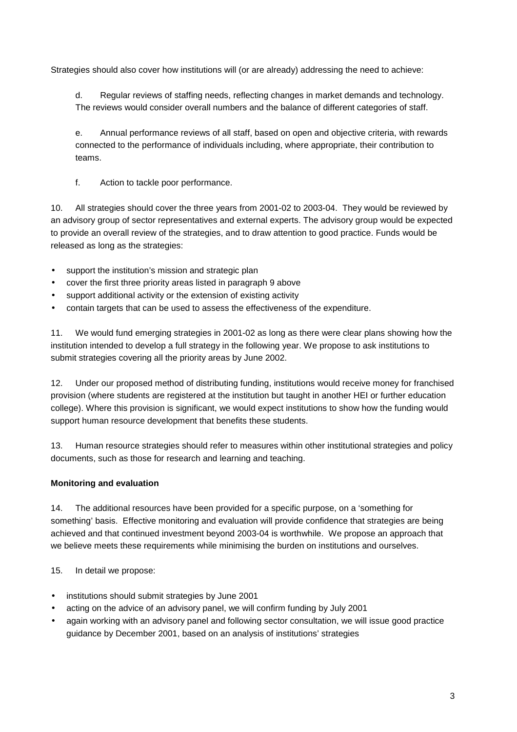Strategies should also cover how institutions will (or are already) addressing the need to achieve:

d. Regular reviews of staffing needs, reflecting changes in market demands and technology. The reviews would consider overall numbers and the balance of different categories of staff.

e. Annual performance reviews of all staff, based on open and objective criteria, with rewards connected to the performance of individuals including, where appropriate, their contribution to teams.

f. Action to tackle poor performance.

10. All strategies should cover the three years from 2001-02 to 2003-04. They would be reviewed by an advisory group of sector representatives and external experts. The advisory group would be expected to provide an overall review of the strategies, and to draw attention to good practice. Funds would be released as long as the strategies:

- support the institution's mission and strategic plan
- cover the first three priority areas listed in paragraph 9 above
- support additional activity or the extension of existing activity
- contain targets that can be used to assess the effectiveness of the expenditure.

11. We would fund emerging strategies in 2001-02 as long as there were clear plans showing how the institution intended to develop a full strategy in the following year. We propose to ask institutions to submit strategies covering all the priority areas by June 2002.

12. Under our proposed method of distributing funding, institutions would receive money for franchised provision (where students are registered at the institution but taught in another HEI or further education college). Where this provision is significant, we would expect institutions to show how the funding would support human resource development that benefits these students.

13. Human resource strategies should refer to measures within other institutional strategies and policy documents, such as those for research and learning and teaching.

**Monitoring and evaluation**

14. The additional resources have been provided for a specific purpose, on a 'something for something' basis. Effective monitoring and evaluation will provide confidence that strategies are being achieved and that continued investment beyond 2003-04 is worthwhile. We propose an approach that we believe meets these requirements while minimising the burden on institutions and ourselves.

15. In detail we propose:

- institutions should submit strategies by June 2001
- acting on the advice of an advisory panel, we will confirm funding by July 2001
- again working with an advisory panel and following sector consultation, we will issue good practice guidance by December 2001, based on an analysis of institutions' strategies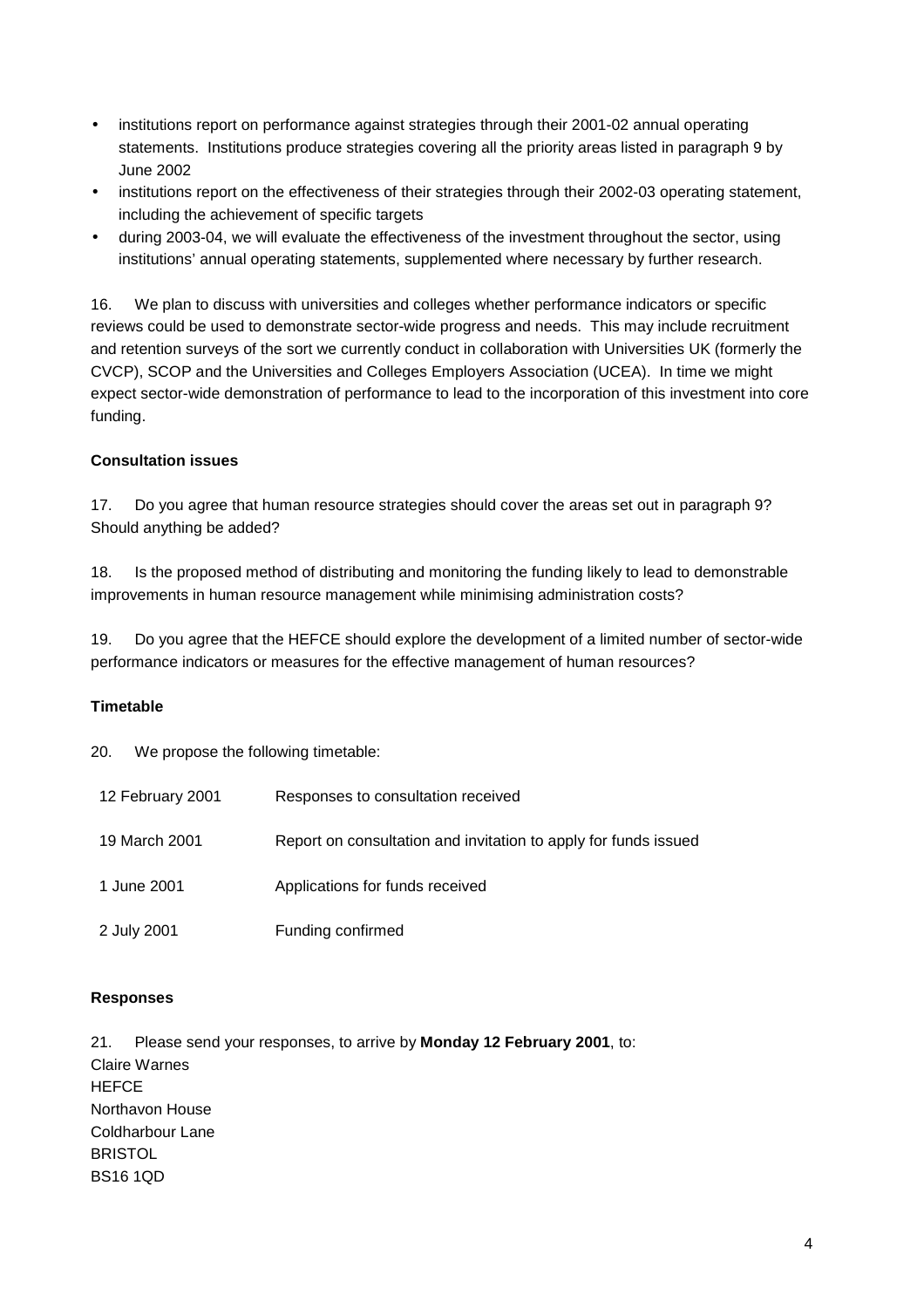- institutions report on performance against strategies through their 2001-02 annual operating statements. Institutions produce strategies covering all the priority areas listed in paragraph 9 by June 2002
- institutions report on the effectiveness of their strategies through their 2002-03 operating statement, including the achievement of specific targets
- during 2003-04, we will evaluate the effectiveness of the investment throughout the sector, using institutions' annual operating statements, supplemented where necessary by further research.

16. We plan to discuss with universities and colleges whether performance indicators or specific reviews could be used to demonstrate sector-wide progress and needs. This may include recruitment and retention surveys of the sort we currently conduct in collaboration with Universities UK (formerly the CVCP), SCOP and the Universities and Colleges Employers Association (UCEA). In time we might expect sector-wide demonstration of performance to lead to the incorporation of this investment into core funding.

**Consultation issues**

17. Do you agree that human resource strategies should cover the areas set out in paragraph 9? Should anything be added?

18. Is the proposed method of distributing and monitoring the funding likely to lead to demonstrable improvements in human resource management while minimising administration costs?

19. Do you agree that the HEFCE should explore the development of a limited number of sector-wide performance indicators or measures for the effective management of human resources?

**Timetable**

20. We propose the following timetable:

| | |
|---|---|
| 12 February 2001 | Responses to consultation received |
| 19 March 2001 | Report on consultation and invitation to apply for funds issued |
| 1 June 2001 | Applications for funds received |
| 2 July 2001 | Funding confirmed |

**Responses**

21. Please send your responses, to arrive by **Monday 12 February 2001**, to:
Claire Warnes
HEFCE
Northavon House
Coldharbour Lane
BRISTOL
BS16 1QD